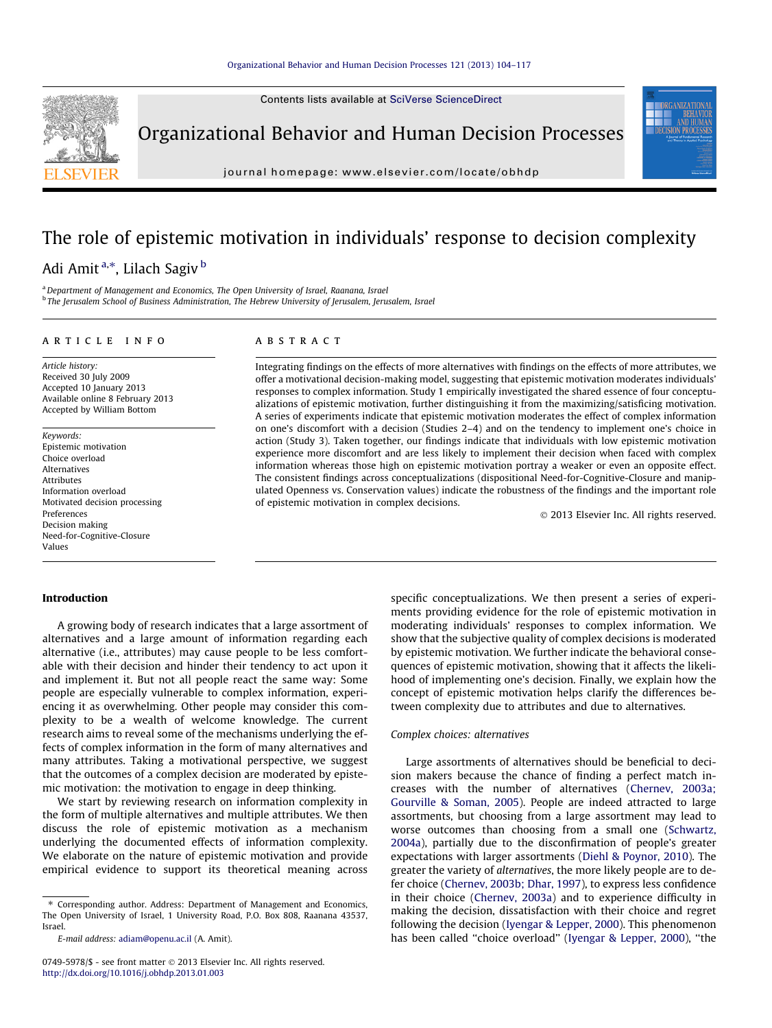# The role of epistemic motivation in individuals' response to decision complexity

Adi Amit[a,*], Lilach Sagiv[b]

[a] Department of Management and Economics, The Open University of Israel, Raanana, Israel

[b] The Jerusalem School of Business Administration, The Hebrew University of Jerusalem, Jerusalem, Israel

## ARTICLE INFO

*Article history:*
Received 30 July 2009
Accepted 10 January 2013
Available online 8 February 2013
Accepted by William Bottom

*Keywords:*
Epistemic motivation
Choice overload
Alternatives
Attributes
Information overload
Motivated decision processing
Preferences
Decision making
Need-for-Cognitive-Closure
Values

## ABSTRACT

Integrating findings on the effects of more alternatives with findings on the effects of more attributes, we offer a motivational decision-making model, suggesting that epistemic motivation moderates individuals' responses to complex information. Study 1 empirically investigated the shared essence of four conceptualizations of epistemic motivation, further distinguishing it from the maximizing/satisficing motivation. A series of experiments indicate that epistemic motivation moderates the effect of complex information on one's discomfort with a decision (Studies 2–4) and on the tendency to implement one's choice in action (Study 3). Taken together, our findings indicate that individuals with low epistemic motivation experience more discomfort and are less likely to implement their decision when faced with complex information whereas those high on epistemic motivation portray a weaker or even an opposite effect. The consistent findings across conceptualizations (dispositional Need-for-Cognitive-Closure and manipulated Openness vs. Conservation values) indicate the robustness of the findings and the important role of epistemic motivation in complex decisions.

© 2013 Elsevier Inc. All rights reserved.

## Introduction

A growing body of research indicates that a large assortment of alternatives and a large amount of information regarding each alternative (i.e., attributes) may cause people to be less comfortable with their decision and hinder their tendency to act upon it and implement it. But not all people react the same way: Some people are especially vulnerable to complex information, experiencing it as overwhelming. Other people may consider this complexity to be a wealth of welcome knowledge. The current research aims to reveal some of the mechanisms underlying the effects of complex information in the form of many alternatives and many attributes. Taking a motivational perspective, we suggest that the outcomes of a complex decision are moderated by epistemic motivation: the motivation to engage in deep thinking.

We start by reviewing research on information complexity in the form of multiple alternatives and multiple attributes. We then discuss the role of epistemic motivation as a mechanism underlying the documented effects of information complexity. We elaborate on the nature of epistemic motivation and provide empirical evidence to support its theoretical meaning across specific conceptualizations. We then present a series of experiments providing evidence for the role of epistemic motivation in moderating individuals' responses to complex information. We show that the subjective quality of complex decisions is moderated by epistemic motivation. We further indicate the behavioral consequences of epistemic motivation, showing that it affects the likelihood of implementing one's decision. Finally, we explain how the concept of epistemic motivation helps clarify the differences between complexity due to attributes and due to alternatives.

### Complex choices: alternatives

Large assortments of alternatives should be beneficial to decision makers because the chance of finding a perfect match increases with the number of alternatives (Chernev, 2003a; Gourville & Soman, 2005). People are indeed attracted to large assortments, but choosing from a large assortment may lead to worse outcomes than choosing from a small one (Schwartz, 2004a), partially due to the disconfirmation of people's greater expectations with larger assortments (Diehl & Poynor, 2010). The greater the variety of *alternatives*, the more likely people are to defer choice (Chernev, 2003b; Dhar, 1997), to express less confidence in their choice (Chernev, 2003a) and to experience difficulty in making the decision, dissatisfaction with their choice and regret following the decision (Iyengar & Lepper, 2000). This phenomenon has been called "choice overload" (Iyengar & Lepper, 2000), "the

---

* Corresponding author. Address: Department of Management and Economics, The Open University of Israel, 1 University Road, P.O. Box 808, Raanana 43537, Israel.

E-mail address: adiam@openu.ac.il (A. Amit).

0749-5978/$ - see front matter © 2013 Elsevier Inc. All rights reserved.
http://dx.doi.org/10.1016/j.obhdp.2013.01.003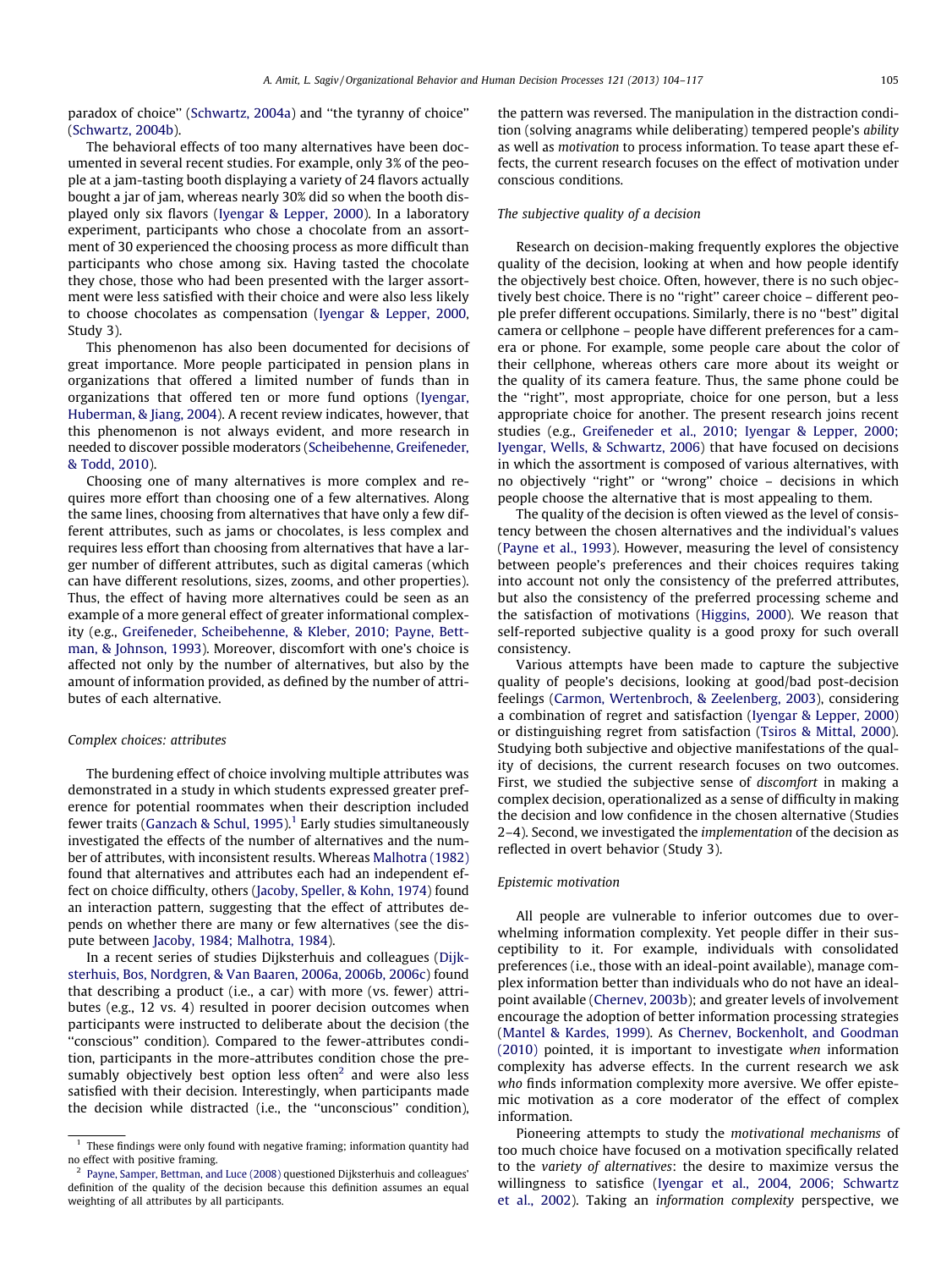paradox of choice'' (Schwartz, 2004a) and ''the tyranny of choice'' (Schwartz, 2004b).

The behavioral effects of too many alternatives have been documented in several recent studies. For example, only 3% of the people at a jam-tasting booth displaying a variety of 24 flavors actually bought a jar of jam, whereas nearly 30% did so when the booth displayed only six flavors (Iyengar & Lepper, 2000). In a laboratory experiment, participants who chose a chocolate from an assortment of 30 experienced the choosing process as more difficult than participants who chose among six. Having tasted the chocolate they chose, those who had been presented with the larger assortment were less satisfied with their choice and were also less likely to choose chocolates as compensation (Iyengar & Lepper, 2000, Study 3).

This phenomenon has also been documented for decisions of great importance. More people participated in pension plans in organizations that offered a limited number of funds than in organizations that offered ten or more fund options (Iyengar, Huberman, & Jiang, 2004). A recent review indicates, however, that this phenomenon is not always evident, and more research in needed to discover possible moderators (Scheibehenne, Greifeneder, & Todd, 2010).

Choosing one of many alternatives is more complex and requires more effort than choosing one of a few alternatives. Along the same lines, choosing from alternatives that have only a few different attributes, such as jams or chocolates, is less complex and requires less effort than choosing from alternatives that have a larger number of different attributes, such as digital cameras (which can have different resolutions, sizes, zooms, and other properties). Thus, the effect of having more alternatives could be seen as an example of a more general effect of greater informational complexity (e.g., Greifeneder, Scheibehenne, & Kleber, 2010; Payne, Bettman, & Johnson, 1993). Moreover, discomfort with one's choice is affected not only by the number of alternatives, but also by the amount of information provided, as defined by the number of attributes of each alternative.

### *Complex choices: attributes*

The burdening effect of choice involving multiple attributes was demonstrated in a study in which students expressed greater preference for potential roommates when their description included fewer traits (Ganzach & Schul, 1995).[1] Early studies simultaneously investigated the effects of the number of alternatives and the number of attributes, with inconsistent results. Whereas Malhotra (1982) found that alternatives and attributes each had an independent effect on choice difficulty, others (Jacoby, Speller, & Kohn, 1974) found an interaction pattern, suggesting that the effect of attributes depends on whether there are many or few alternatives (see the dispute between Jacoby, 1984; Malhotra, 1984).

In a recent series of studies Dijksterhuis and colleagues (Dijksterhuis, Bos, Nordgren, & Van Baaren, 2006a, 2006b, 2006c) found that describing a product (i.e., a car) with more (vs. fewer) attributes (e.g., 12 vs. 4) resulted in poorer decision outcomes when participants were instructed to deliberate about the decision (the ''conscious'' condition). Compared to the fewer-attributes condition, participants in the more-attributes condition chose the presumably objectively best option less often[2] and were also less satisfied with their decision. Interestingly, when participants made the decision while distracted (i.e., the ''unconscious'' condition), the pattern was reversed. The manipulation in the distraction condition (solving anagrams while deliberating) tempered people's *ability* as well as *motivation* to process information. To tease apart these effects, the current research focuses on the effect of motivation under conscious conditions.

### *The subjective quality of a decision*

Research on decision-making frequently explores the objective quality of the decision, looking at when and how people identify the objectively best choice. Often, however, there is no such objectively best choice. There is no ''right'' career choice – different people prefer different occupations. Similarly, there is no ''best'' digital camera or cellphone – people have different preferences for a camera or phone. For example, some people care about the color of their cellphone, whereas others care more about its weight or the quality of its camera feature. Thus, the same phone could be the ''right'', most appropriate, choice for one person, but a less appropriate choice for another. The present research joins recent studies (e.g., Greifeneder et al., 2010; Iyengar & Lepper, 2000; Iyengar, Wells, & Schwartz, 2006) that have focused on decisions in which the assortment is composed of various alternatives, with no objectively ''right'' or ''wrong'' choice – decisions in which people choose the alternative that is most appealing to them.

The quality of the decision is often viewed as the level of consistency between the chosen alternatives and the individual's values (Payne et al., 1993). However, measuring the level of consistency between people's preferences and their choices requires taking into account not only the consistency of the preferred attributes, but also the consistency of the preferred processing scheme and the satisfaction of motivations (Higgins, 2000). We reason that self-reported subjective quality is a good proxy for such overall consistency.

Various attempts have been made to capture the subjective quality of people's decisions, looking at good/bad post-decision feelings (Carmon, Wertenbroch, & Zeelenberg, 2003), considering a combination of regret and satisfaction (Iyengar & Lepper, 2000) or distinguishing regret from satisfaction (Tsiros & Mittal, 2000). Studying both subjective and objective manifestations of the quality of decisions, the current research focuses on two outcomes. First, we studied the subjective sense of *discomfort* in making a complex decision, operationalized as a sense of difficulty in making the decision and low confidence in the chosen alternative (Studies 2–4). Second, we investigated the *implementation* of the decision as reflected in overt behavior (Study 3).

### *Epistemic motivation*

All people are vulnerable to inferior outcomes due to overwhelming information complexity. Yet people differ in their susceptibility to it. For example, individuals with consolidated preferences (i.e., those with an ideal-point available), manage complex information better than individuals who do not have an ideal-point available (Chernev, 2003b); and greater levels of involvement encourage the adoption of better information processing strategies (Mantel & Kardes, 1999). As Chernev, Bockenholt, and Goodman (2010) pointed, it is important to investigate *when* information complexity has adverse effects. In the current research we ask *who* finds information complexity more aversive. We offer epistemic motivation as a core moderator of the effect of complex information.

Pioneering attempts to study the *motivational mechanisms* of too much choice have focused on a motivation specifically related to the *variety of alternatives*: the desire to maximize versus the willingness to satisfice (Iyengar et al., 2004, 2006; Schwartz et al., 2002). Taking an *information complexity* perspective, we

---

[1] These findings were only found with negative framing; information quantity had no effect with positive framing.

[2] Payne, Samper, Bettman, and Luce (2008) questioned Dijksterhuis and colleagues' definition of the quality of the decision because this definition assumes an equal weighting of all attributes by all participants.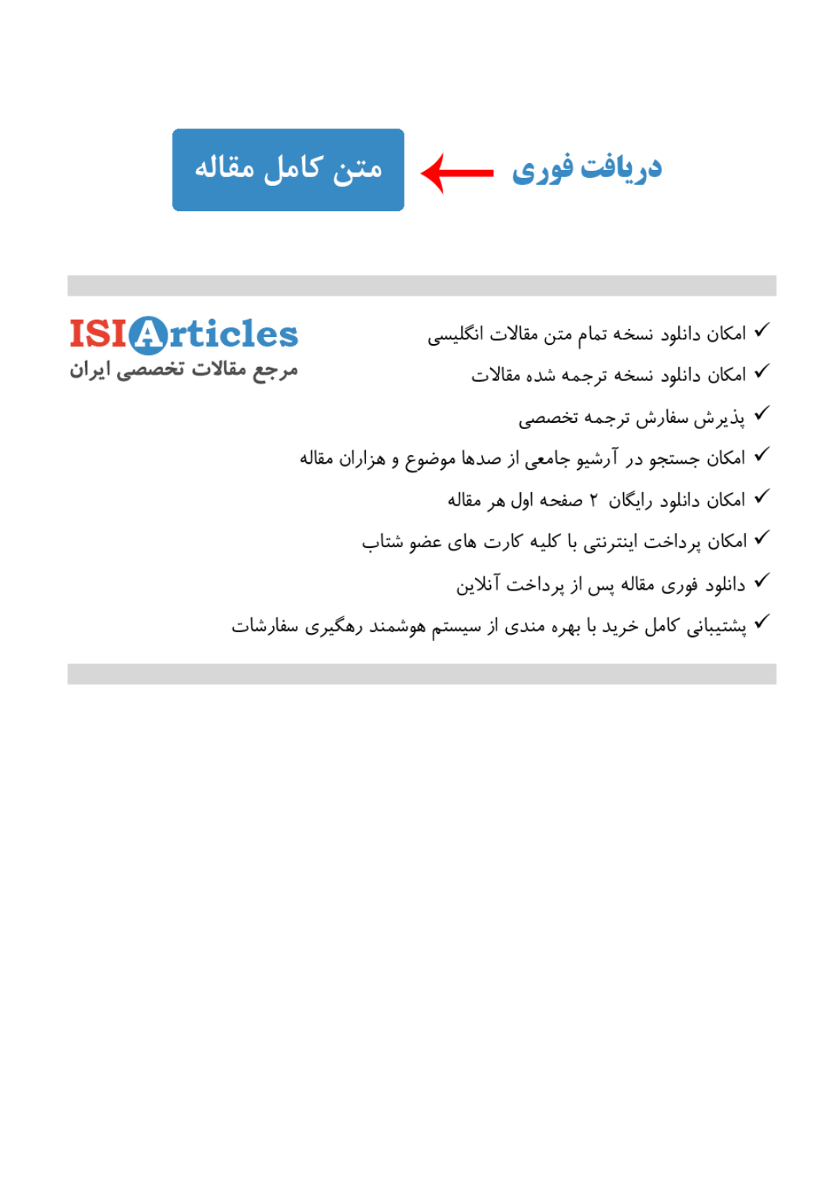دریافت فوری ← متن کامل مقاله

ISIArticles
مرجع مقالات تخصصی ایران

- ✓ امکان دانلود نسخه تمام متن مقالات انگلیسی
- ✓ امکان دانلود نسخه ترجمه شده مقالات
- ✓ پذیرش سفارش ترجمه تخصصی
- ✓ امکان جستجو در آرشیو جامعی از صدها موضوع و هزاران مقاله
- ✓ امکان دانلود رایگان ۲ صفحه اول هر مقاله
- ✓ امکان پرداخت اینترنتی با کلیه کارت های عضو شتاب
- ✓ دانلود فوری مقاله پس از پرداخت آنلاین
- ✓ پشتیبانی کامل خرید با بهره مندی از سیستم هوشمند رهگیری سفارشات